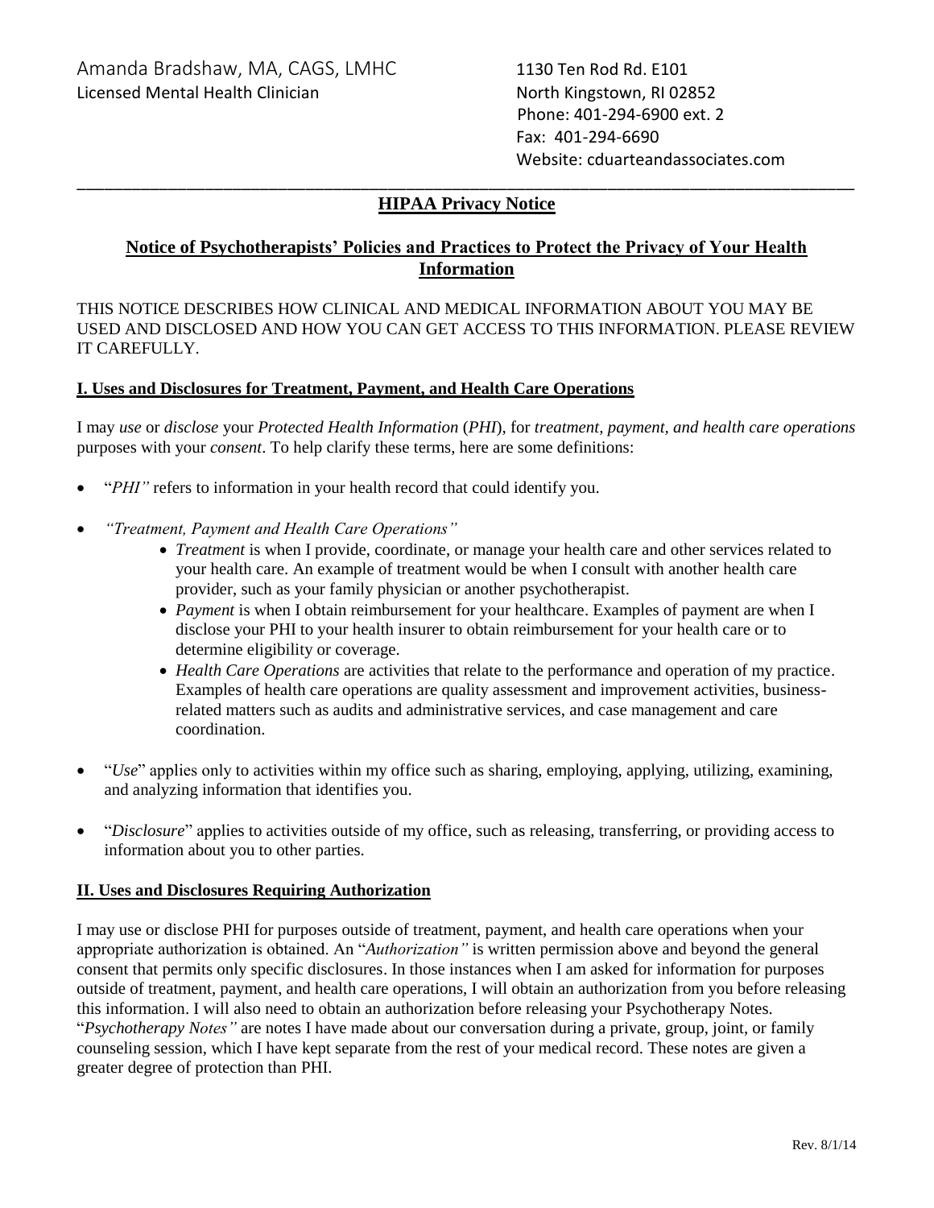Amanda Bradshaw, MA, CAGS, LMHC
Licensed Mental Health Clinician

1130 Ten Rod Rd. E101
North Kingstown, RI 02852
Phone: 401-294-6900 ext. 2
Fax: 401-294-6690
Website: cduarteandassociates.com

---

# HIPAA Privacy Notice

## Notice of Psychotherapists' Policies and Practices to Protect the Privacy of Your Health Information

THIS NOTICE DESCRIBES HOW CLINICAL AND MEDICAL INFORMATION ABOUT YOU MAY BE USED AND DISCLOSED AND HOW YOU CAN GET ACCESS TO THIS INFORMATION. PLEASE REVIEW IT CAREFULLY.

### I. Uses and Disclosures for Treatment, Payment, and Health Care Operations

I may *use* or *disclose* your *Protected Health Information* (*PHI*), for *treatment, payment, and health care operations* purposes with your *consent*. To help clarify these terms, here are some definitions:

- "*PHI"* refers to information in your health record that could identify you.
- *"Treatment, Payment and Health Care Operations"*
  - *Treatment* is when I provide, coordinate, or manage your health care and other services related to your health care. An example of treatment would be when I consult with another health care provider, such as your family physician or another psychotherapist.
  - *Payment* is when I obtain reimbursement for your healthcare. Examples of payment are when I disclose your PHI to your health insurer to obtain reimbursement for your health care or to determine eligibility or coverage.
  - *Health Care Operations* are activities that relate to the performance and operation of my practice. Examples of health care operations are quality assessment and improvement activities, business-related matters such as audits and administrative services, and case management and care coordination.
- "*Use*" applies only to activities within my office such as sharing, employing, applying, utilizing, examining, and analyzing information that identifies you.
- "*Disclosure*" applies to activities outside of my office, such as releasing, transferring, or providing access to information about you to other parties.

### II. Uses and Disclosures Requiring Authorization

I may use or disclose PHI for purposes outside of treatment, payment, and health care operations when your appropriate authorization is obtained. An "*Authorization"* is written permission above and beyond the general consent that permits only specific disclosures. In those instances when I am asked for information for purposes outside of treatment, payment, and health care operations, I will obtain an authorization from you before releasing this information. I will also need to obtain an authorization before releasing your Psychotherapy Notes. "*Psychotherapy Notes"* are notes I have made about our conversation during a private, group, joint, or family counseling session, which I have kept separate from the rest of your medical record. These notes are given a greater degree of protection than PHI.

Rev. 8/1/14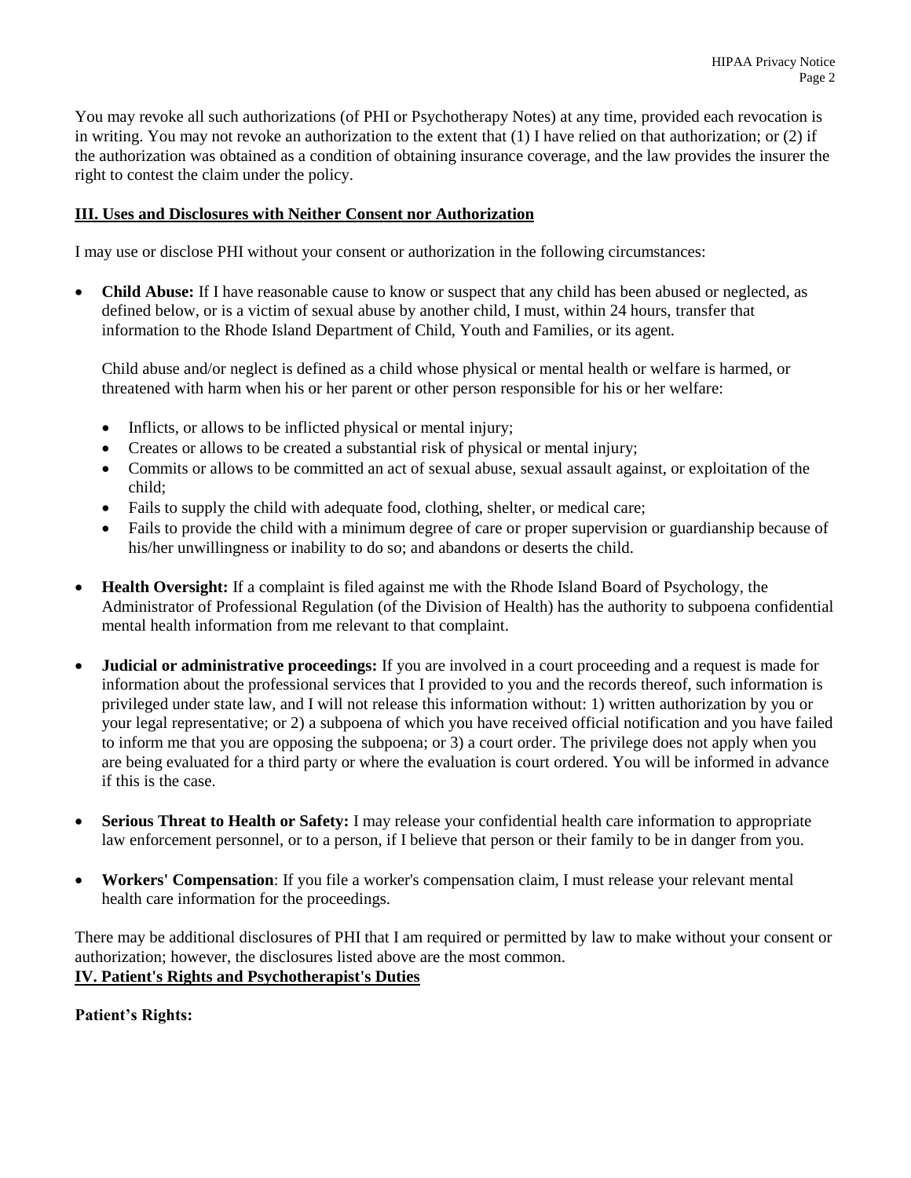You may revoke all such authorizations (of PHI or Psychotherapy Notes) at any time, provided each revocation is in writing. You may not revoke an authorization to the extent that (1) I have relied on that authorization; or (2) if the authorization was obtained as a condition of obtaining insurance coverage, and the law provides the insurer the right to contest the claim under the policy.

## III. Uses and Disclosures with Neither Consent nor Authorization

I may use or disclose PHI without your consent or authorization in the following circumstances:

- **Child Abuse:** If I have reasonable cause to know or suspect that any child has been abused or neglected, as defined below, or is a victim of sexual abuse by another child, I must, within 24 hours, transfer that information to the Rhode Island Department of Child, Youth and Families, or its agent.

  Child abuse and/or neglect is defined as a child whose physical or mental health or welfare is harmed, or threatened with harm when his or her parent or other person responsible for his or her welfare:

  - Inflicts, or allows to be inflicted physical or mental injury;
  - Creates or allows to be created a substantial risk of physical or mental injury;
  - Commits or allows to be committed an act of sexual abuse, sexual assault against, or exploitation of the child;
  - Fails to supply the child with adequate food, clothing, shelter, or medical care;
  - Fails to provide the child with a minimum degree of care or proper supervision or guardianship because of his/her unwillingness or inability to do so; and abandons or deserts the child.

- **Health Oversight:** If a complaint is filed against me with the Rhode Island Board of Psychology, the Administrator of Professional Regulation (of the Division of Health) has the authority to subpoena confidential mental health information from me relevant to that complaint.

- **Judicial or administrative proceedings:** If you are involved in a court proceeding and a request is made for information about the professional services that I provided to you and the records thereof, such information is privileged under state law, and I will not release this information without: 1) written authorization by you or your legal representative; or 2) a subpoena of which you have received official notification and you have failed to inform me that you are opposing the subpoena; or 3) a court order. The privilege does not apply when you are being evaluated for a third party or where the evaluation is court ordered. You will be informed in advance if this is the case.

- **Serious Threat to Health or Safety:** I may release your confidential health care information to appropriate law enforcement personnel, or to a person, if I believe that person or their family to be in danger from you.

- **Workers' Compensation**: If you file a worker's compensation claim, I must release your relevant mental health care information for the proceedings.

There may be additional disclosures of PHI that I am required or permitted by law to make without your consent or authorization; however, the disclosures listed above are the most common.

## IV. Patient's Rights and Psychotherapist's Duties

**Patient's Rights:**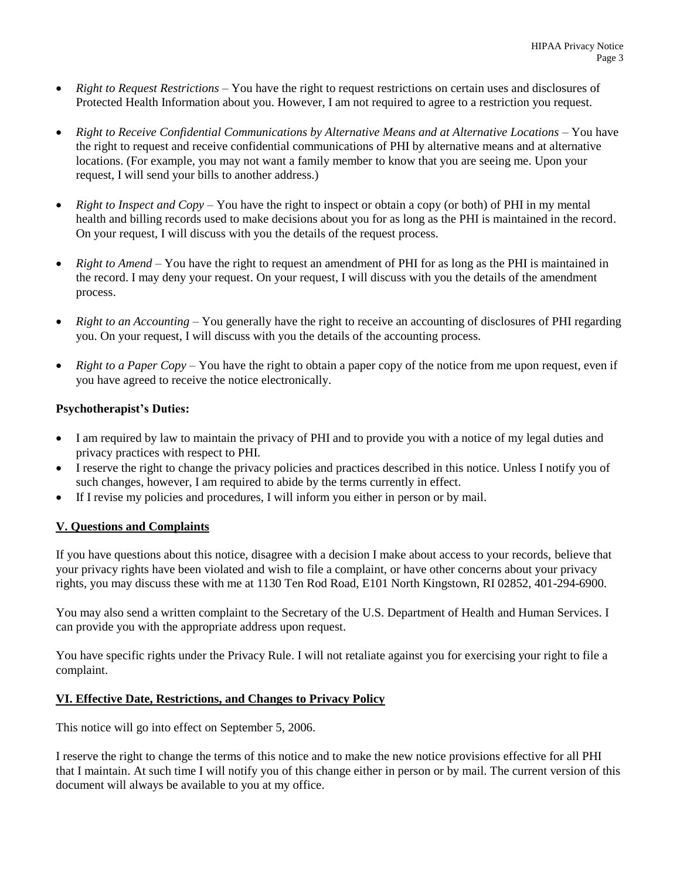- *Right to Request Restrictions* – You have the right to request restrictions on certain uses and disclosures of Protected Health Information about you. However, I am not required to agree to a restriction you request.

- *Right to Receive Confidential Communications by Alternative Means and at Alternative Locations* – You have the right to request and receive confidential communications of PHI by alternative means and at alternative locations. (For example, you may not want a family member to know that you are seeing me. Upon your request, I will send your bills to another address.)

- *Right to Inspect and Copy* – You have the right to inspect or obtain a copy (or both) of PHI in my mental health and billing records used to make decisions about you for as long as the PHI is maintained in the record. On your request, I will discuss with you the details of the request process.

- *Right to Amend* – You have the right to request an amendment of PHI for as long as the PHI is maintained in the record. I may deny your request. On your request, I will discuss with you the details of the amendment process.

- *Right to an Accounting* – You generally have the right to receive an accounting of disclosures of PHI regarding you. On your request, I will discuss with you the details of the accounting process.

- *Right to a Paper Copy* – You have the right to obtain a paper copy of the notice from me upon request, even if you have agreed to receive the notice electronically.

**Psychotherapist's Duties:**

- I am required by law to maintain the privacy of PHI and to provide you with a notice of my legal duties and privacy practices with respect to PHI.
- I reserve the right to change the privacy policies and practices described in this notice. Unless I notify you of such changes, however, I am required to abide by the terms currently in effect.
- If I revise my policies and procedures, I will inform you either in person or by mail.

## V. Questions and Complaints

If you have questions about this notice, disagree with a decision I make about access to your records, believe that your privacy rights have been violated and wish to file a complaint, or have other concerns about your privacy rights, you may discuss these with me at 1130 Ten Rod Road, E101 North Kingstown, RI 02852, 401-294-6900.

You may also send a written complaint to the Secretary of the U.S. Department of Health and Human Services. I can provide you with the appropriate address upon request.

You have specific rights under the Privacy Rule. I will not retaliate against you for exercising your right to file a complaint.

## VI. Effective Date, Restrictions, and Changes to Privacy Policy

This notice will go into effect on September 5, 2006.

I reserve the right to change the terms of this notice and to make the new notice provisions effective for all PHI that I maintain. At such time I will notify you of this change either in person or by mail. The current version of this document will always be available to you at my office.